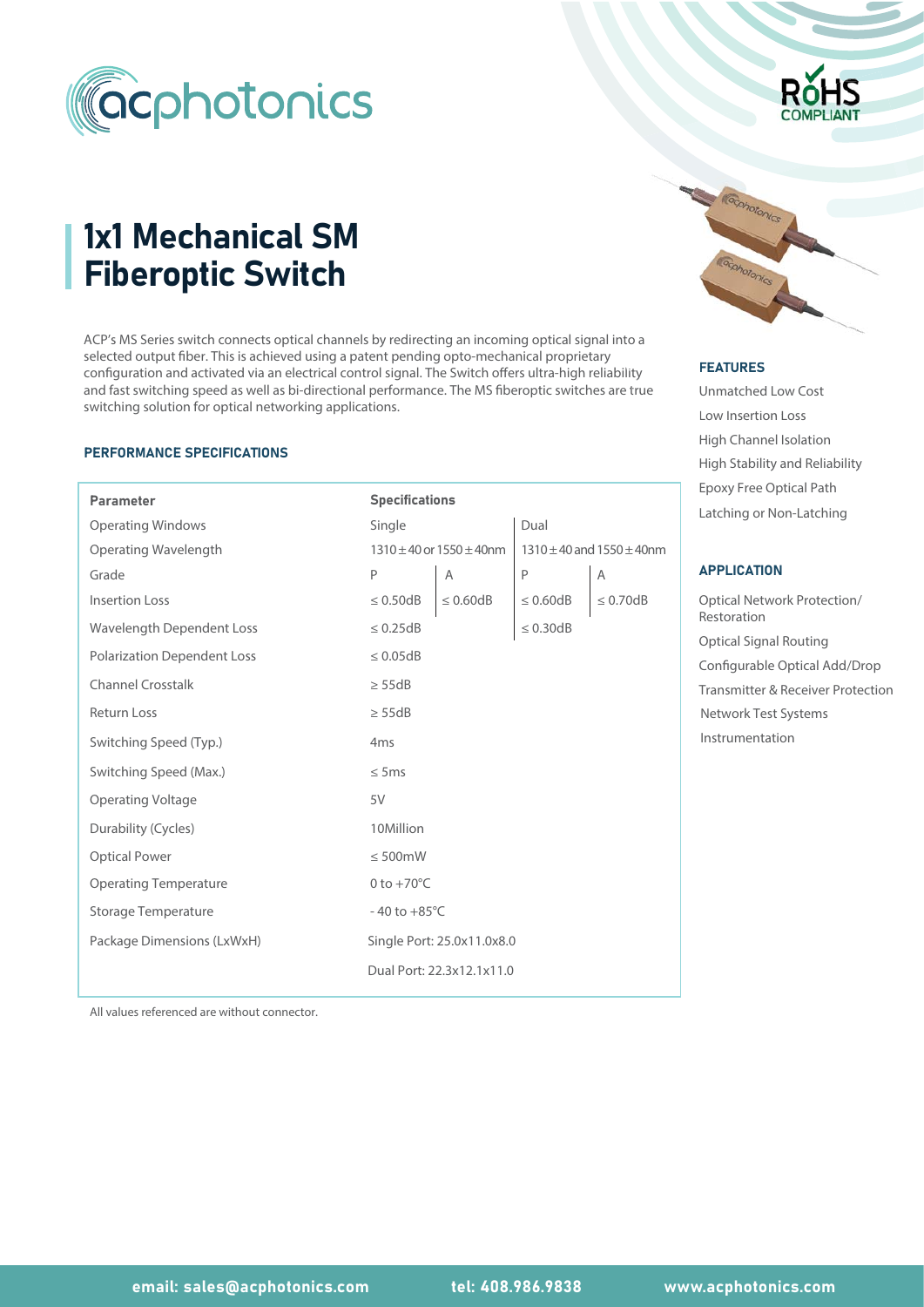# 1x1 Mechanical SM Fiberoptic Switch

ACP's MS Series switch connects optical channels by redirecting an incoming optical signal into a selected output fiber. This is achieved using a patent pending opto-mechanical proprietary configuration and activated via an electrical control signal. The Switch offers ultra-high reliability and fast switching speed as well as bi-directional performance. The MS fiberoptic switches are true switching solution for optical networking applications.

## PERFORMANCE SPECIFICATIONS

| Parameter | Specifications | | | |
|---|---|---|---|---|
| Operating Windows | Single | | Dual | |
| Operating Wavelength | 1310±40 or 1550±40nm | | 1310±40 and 1550±40nm | |
| Grade | P | A | P | A |
| Insertion Loss | ≤ 0.50dB | ≤ 0.60dB | ≤ 0.60dB | ≤ 0.70dB |
| Wavelength Dependent Loss | ≤ 0.25dB | | ≤ 0.30dB | |
| Polarization Dependent Loss | ≤ 0.05dB | | | |
| Channel Crosstalk | ≥ 55dB | | | |
| Return Loss | ≥ 55dB | | | |
| Switching Speed (Typ.) | 4ms | | | |
| Switching Speed (Max.) | ≤ 5ms | | | |
| Operating Voltage | 5V | | | |
| Durability (Cycles) | 10Million | | | |
| Optical Power | ≤ 500mW | | | |
| Operating Temperature | 0 to +70°C | | | |
| Storage Temperature | - 40 to +85°C | | | |
| Package Dimensions (LxWxH) | Single Port: 25.0x11.0x8.0 | | | |
| | Dual Port: 22.3x12.1x11.0 | | | |

All values referenced are without connector.

### FEATURES

- Unmatched Low Cost
- Low Insertion Loss
- High Channel Isolation
- High Stability and Reliability
- Epoxy Free Optical Path
- Latching or Non-Latching

### APPLICATION

- Optical Network Protection/ Restoration
- Optical Signal Routing
- Configurable Optical Add/Drop
- Transmitter & Receiver Protection
- Network Test Systems
- Instrumentation

email: sales@acphotonics.com tel: 408.986.9838 www.acphotonics.com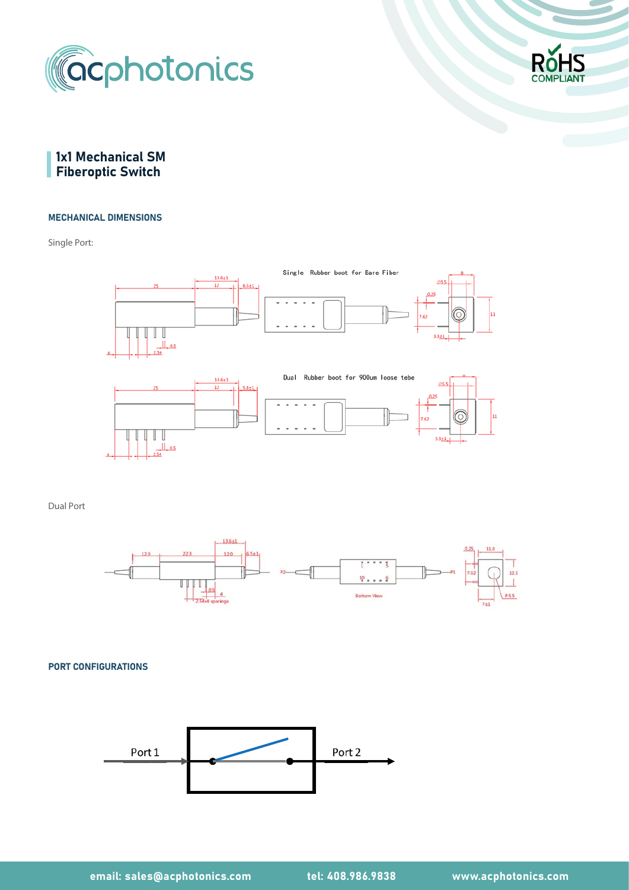# 1x1 Mechanical SM Fiberoptic Switch

## MECHANICAL DIMENSIONS

Single Port:

Single Rubber boot for Bare Fiber

Dual Rubber boot for 900um loose tebe

Dual Port

## PORT CONFIGURATIONS

Port 1

Port 2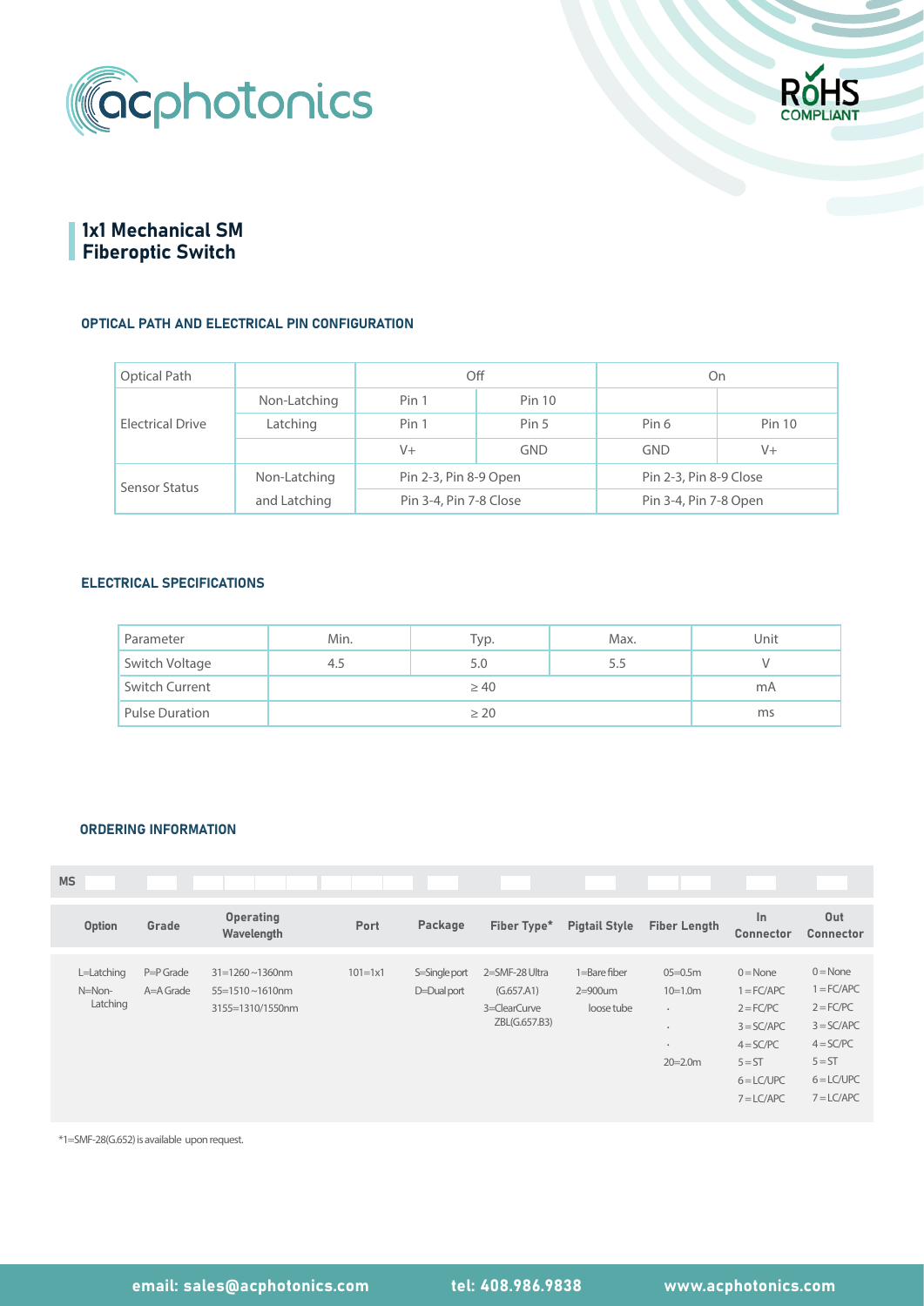# 1x1 Mechanical SM Fiberoptic Switch

## OPTICAL PATH AND ELECTRICAL PIN CONFIGURATION

| Optical Path | | Off | | On | |
|---|---|---|---|---|---|
| Electrical Drive | Non-Latching | Pin 1 | Pin 10 | | |
| | Latching | Pin 1 | Pin 5 | Pin 6 | Pin 10 |
| | | V+ | GND | GND | V+ |
| Sensor Status | Non-Latching and Latching | Pin 2-3, Pin 8-9 Open | | Pin 2-3, Pin 8-9 Close | |
| | | Pin 3-4, Pin 7-8 Close | | Pin 3-4, Pin 7-8 Open | |

## ELECTRICAL SPECIFICATIONS

| Parameter | Min. | Typ. | Max. | Unit |
|---|---|---|---|---|
| Switch Voltage | 4.5 | 5.0 | 5.5 | V |
| Switch Current | | ≥ 40 | | mA |
| Pulse Duration | | ≥ 20 | | ms |

## ORDERING INFORMATION

MS

| Option | Grade | Operating Wavelength | Port | Package | Fiber Type* | Pigtail Style | Fiber Length | In Connector | Out Connector |
|---|---|---|---|---|---|---|---|---|---|
| L=Latching<br>N=Non-Latching | P=P Grade<br>A=A Grade | 31=1260~1360nm<br>55=1510~1610nm<br>3155=1310/1550nm | 101=1x1 | S=Single port<br>D=Dual port | 2=SMF-28 Ultra (G.657.A1)<br>3=ClearCurve ZBL(G.657.B3) | 1=Bare fiber<br>2=900um loose tube | 05=0.5m<br>10=1.0m<br>·<br>·<br>·<br>20=2.0m | 0=None<br>1=FC/APC<br>2=FC/PC<br>3=SC/APC<br>4=SC/PC<br>5=ST<br>6=LC/UPC<br>7=LC/APC | 0=None<br>1=FC/APC<br>2=FC/PC<br>3=SC/APC<br>4=SC/PC<br>5=ST<br>6=LC/UPC<br>7=LC/APC |

*1=SMF-28(G.652) is available upon request.

email: sales@acphotonics.com tel: 408.986.9838 www.acphotonics.com